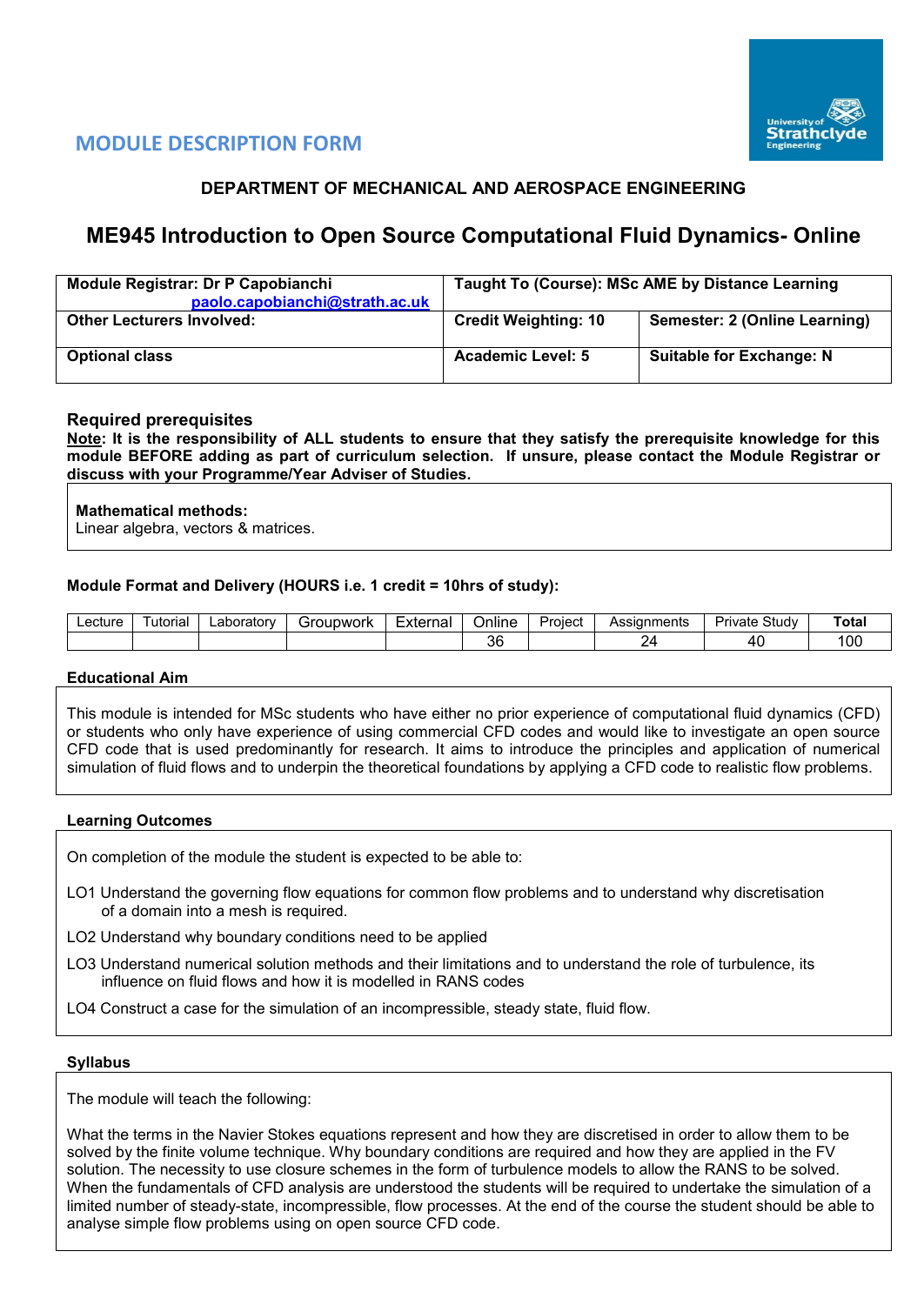## MODULE DESCRIPTION FORM

### DEPARTMENT OF MECHANICAL AND AEROSPACE ENGINEERING

# ME945 Introduction to Open Source Computational Fluid Dynamics- Online

| **Module Registrar: Dr P Capobianchi** paolo.capobianchi@strath.ac.uk | **Taught To (Course): MSc AME by Distance Learning** | |
|---|---|---|
| **Other Lecturers Involved:** | **Credit Weighting: 10** | **Semester: 2 (Online Learning)** |
| **Optional class** | **Academic Level: 5** | **Suitable for Exchange: N** |

### Required prerequisites

**Note: It is the responsibility of ALL students to ensure that they satisfy the prerequisite knowledge for this module BEFORE adding as part of curriculum selection. If unsure, please contact the Module Registrar or discuss with your Programme/Year Adviser of Studies.**

**Mathematical methods:**
Linear algebra, vectors & matrices.

#### Module Format and Delivery (HOURS i.e. 1 credit = 10hrs of study):

| Lecture | Tutorial | Laboratory | Groupwork | External | Online | Project | Assignments | Private Study | **Total** |
|---|---|---|---|---|---|---|---|---|---|
| | | | | | 36 | | 24 | 40 | 100 |

#### Educational Aim

This module is intended for MSc students who have either no prior experience of computational fluid dynamics (CFD) or students who only have experience of using commercial CFD codes and would like to investigate an open source CFD code that is used predominantly for research. It aims to introduce the principles and application of numerical simulation of fluid flows and to underpin the theoretical foundations by applying a CFD code to realistic flow problems.

#### Learning Outcomes

On completion of the module the student is expected to be able to:

LO1 Understand the governing flow equations for common flow problems and to understand why discretisation of a domain into a mesh is required.

LO2 Understand why boundary conditions need to be applied

LO3 Understand numerical solution methods and their limitations and to understand the role of turbulence, its influence on fluid flows and how it is modelled in RANS codes

LO4 Construct a case for the simulation of an incompressible, steady state, fluid flow.

#### Syllabus

The module will teach the following:

What the terms in the Navier Stokes equations represent and how they are discretised in order to allow them to be solved by the finite volume technique. Why boundary conditions are required and how they are applied in the FV solution. The necessity to use closure schemes in the form of turbulence models to allow the RANS to be solved. When the fundamentals of CFD analysis are understood the students will be required to undertake the simulation of a limited number of steady-state, incompressible, flow processes. At the end of the course the student should be able to analyse simple flow problems using on open source CFD code.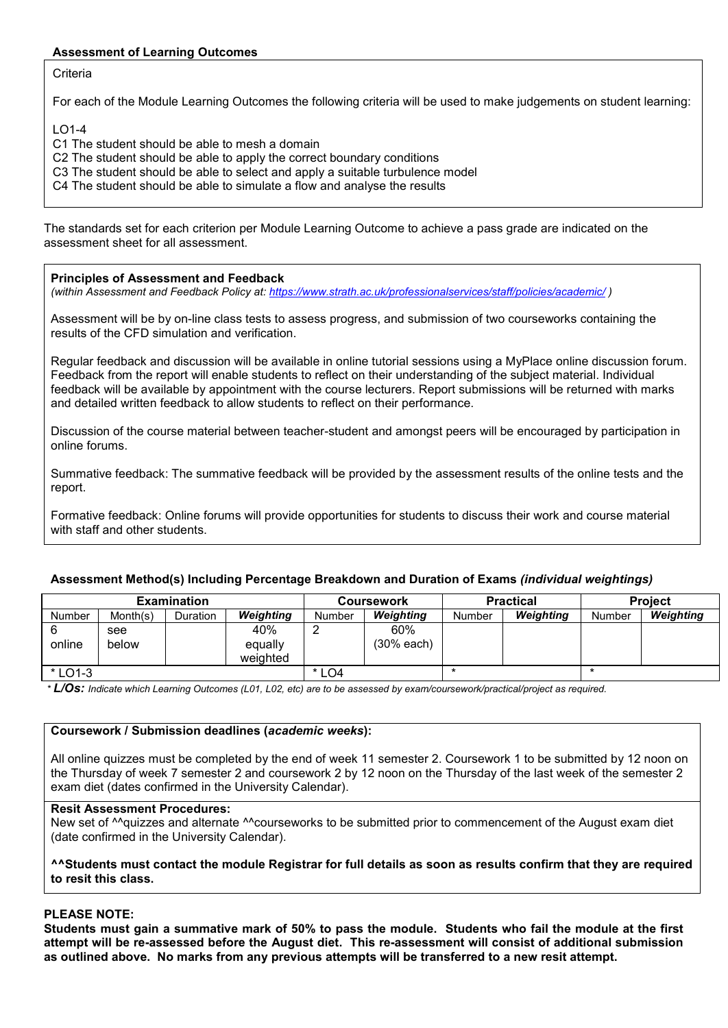**Assessment of Learning Outcomes**

Criteria

For each of the Module Learning Outcomes the following criteria will be used to make judgements on student learning:

LO1-4
C1 The student should be able to mesh a domain
C2 The student should be able to apply the correct boundary conditions
C3 The student should be able to select and apply a suitable turbulence model
C4 The student should be able to simulate a flow and analyse the results

The standards set for each criterion per Module Learning Outcome to achieve a pass grade are indicated on the assessment sheet for all assessment.

**Principles of Assessment and Feedback**
*(within Assessment and Feedback Policy at: https://www.strath.ac.uk/professionalservices/staff/policies/academic/ )*

Assessment will be by on-line class tests to assess progress, and submission of two courseworks containing the results of the CFD simulation and verification.

Regular feedback and discussion will be available in online tutorial sessions using a MyPlace online discussion forum. Feedback from the report will enable students to reflect on their understanding of the subject material. Individual feedback will be available by appointment with the course lecturers. Report submissions will be returned with marks and detailed written feedback to allow students to reflect on their performance.

Discussion of the course material between teacher-student and amongst peers will be encouraged by participation in online forums.

Summative feedback: The summative feedback will be provided by the assessment results of the online tests and the report.

Formative feedback: Online forums will provide opportunities for students to discuss their work and course material with staff and other students.

**Assessment Method(s) Including Percentage Breakdown and Duration of Exams *(individual weightings)***

| Examination | | | | Coursework | | Practical | | Project | |
|---|---|---|---|---|---|---|---|---|---|
| Number | Month(s) | Duration | ***Weighting*** | Number | ***Weighting*** | Number | ***Weighting*** | Number | ***Weighting*** |
| 6 online | see below | | 40% equally weighted | 2 | 60% (30% each) | | | | |
| * LO1-3 | | | | * LO4 | | * | | * | |

\* ***L/Os:*** *Indicate which Learning Outcomes (L01, L02, etc) are to be assessed by exam/coursework/practical/project as required.*

**Coursework / Submission deadlines (*academic weeks*):**

All online quizzes must be completed by the end of week 11 semester 2. Coursework 1 to be submitted by 12 noon on the Thursday of week 7 semester 2 and coursework 2 by 12 noon on the Thursday of the last week of the semester 2 exam diet (dates confirmed in the University Calendar).

**Resit Assessment Procedures:**
New set of ^^quizzes and alternate ^^courseworks to be submitted prior to commencement of the August exam diet (date confirmed in the University Calendar).

**^^Students must contact the module Registrar for full details as soon as results confirm that they are required to resit this class.**

**PLEASE NOTE:**
**Students must gain a summative mark of 50% to pass the module. Students who fail the module at the first attempt will be re-assessed before the August diet. This re-assessment will consist of additional submission as outlined above. No marks from any previous attempts will be transferred to a new resit attempt.**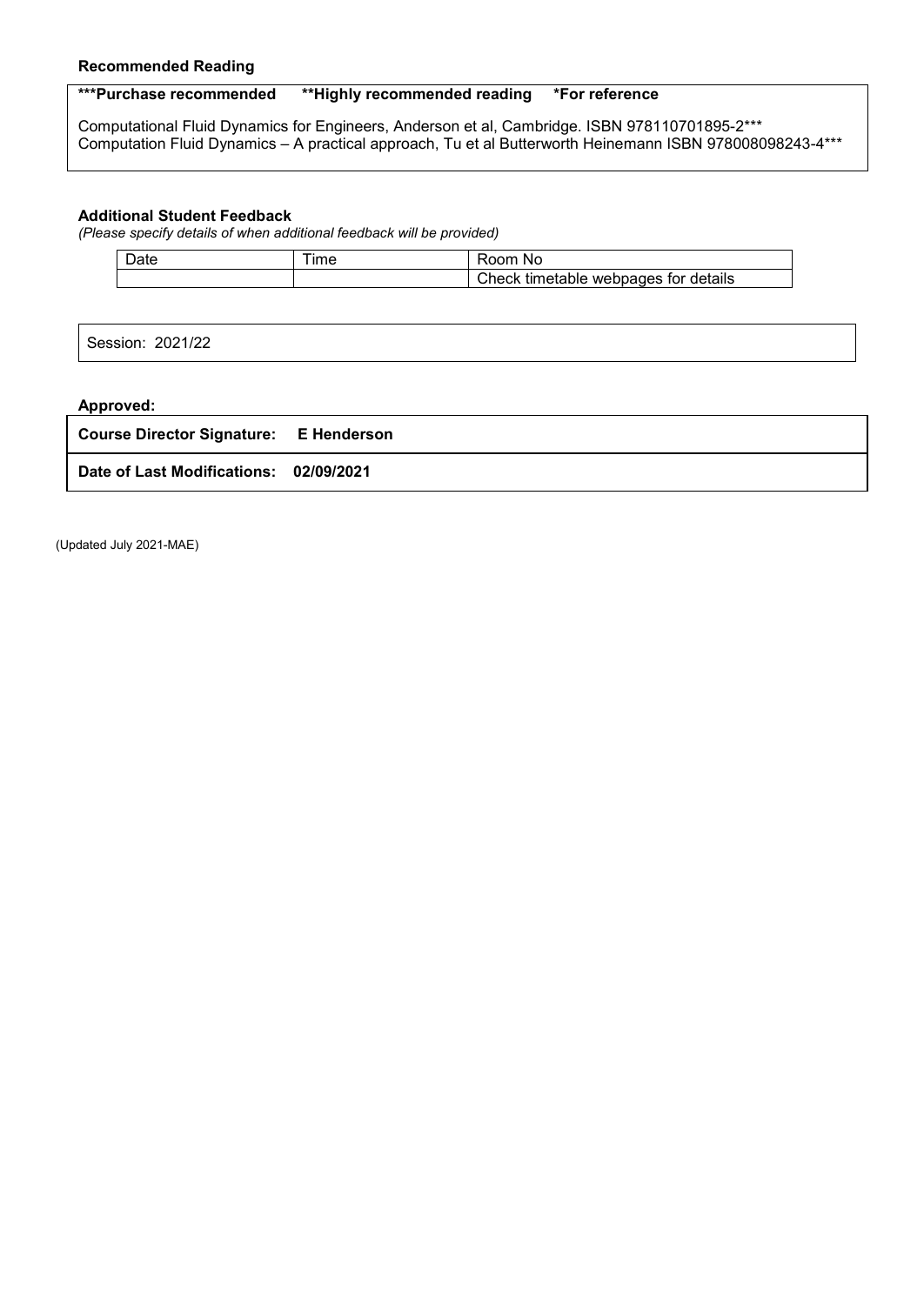**Recommended Reading**

**\*\*\*Purchase recommended     \*\*Highly recommended reading     \*For reference**

Computational Fluid Dynamics for Engineers, Anderson et al, Cambridge. ISBN 978110701895-2***
Computation Fluid Dynamics – A practical approach, Tu et al Butterworth Heinemann ISBN 978008098243-4***

**Additional Student Feedback**
*(Please specify details of when additional feedback will be provided)*

| Date | Time | Room No |
|---|---|---|
| | | Check timetable webpages for details |

Session: 2021/22

**Approved:**

| **Course Director Signature:** | **E Henderson** |
|---|---|
| **Date of Last Modifications:** | **02/09/2021** |

(Updated July 2021-MAE)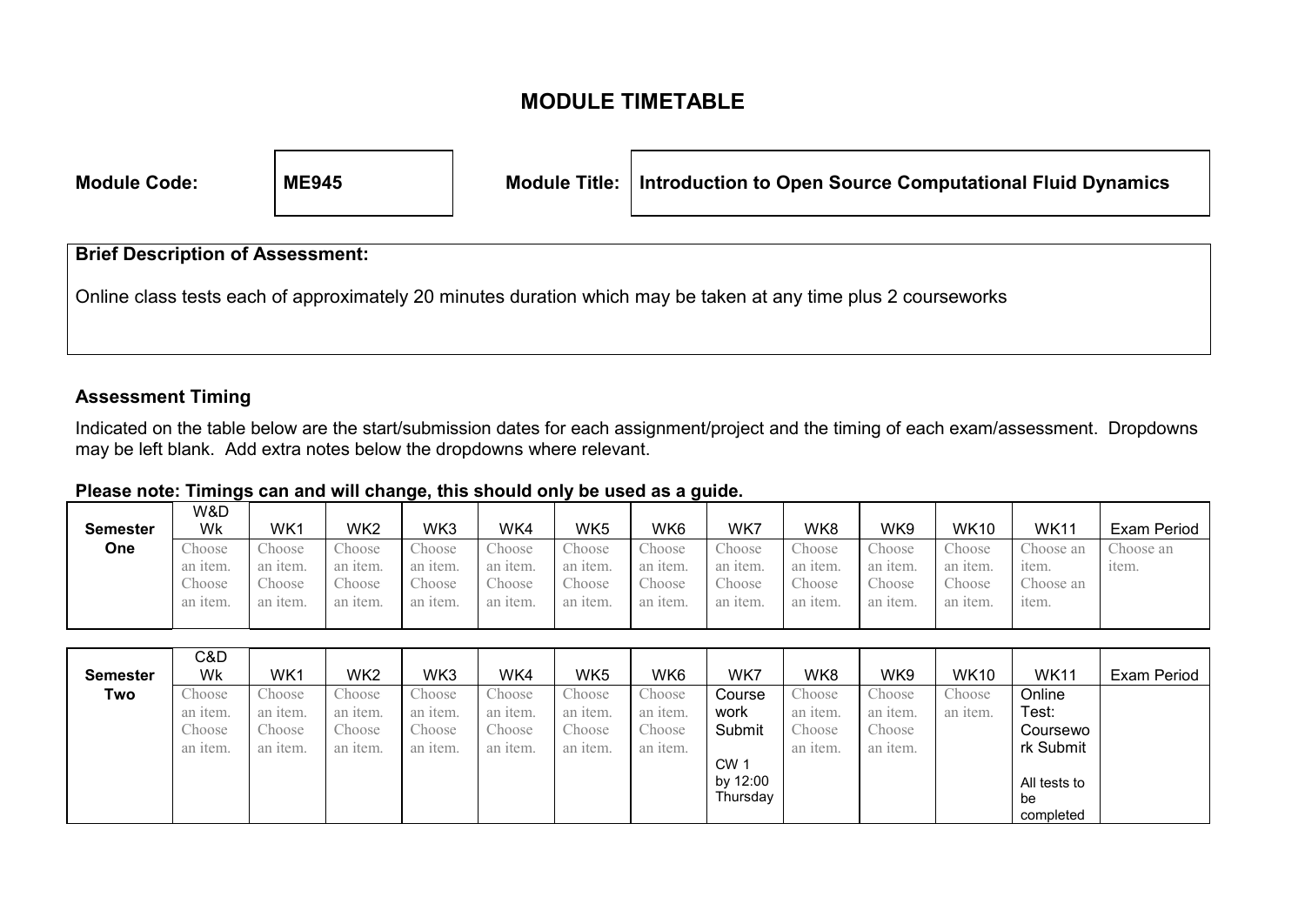# MODULE TIMETABLE

| | | | |
|---|---|---|---|
| **Module Code:** | **ME945** | **Module Title:** | **Introduction to Open Source Computational Fluid Dynamics** |

**Brief Description of Assessment:**

Online class tests each of approximately 20 minutes duration which may be taken at any time plus 2 courseworks

**Assessment Timing**

Indicated on the table below are the start/submission dates for each assignment/project and the timing of each exam/assessment. Dropdowns may be left blank. Add extra notes below the dropdowns where relevant.

**Please note: Timings can and will change, this should only be used as a guide.**

| **Semester One** | W&D Wk | WK1 | WK2 | WK3 | WK4 | WK5 | WK6 | WK7 | WK8 | WK9 | WK10 | WK11 | Exam Period |
|---|---|---|---|---|---|---|---|---|---|---|---|---|---|
| | Choose an item. Choose an item. | Choose an item. Choose an item. | Choose an item. Choose an item. | Choose an item. Choose an item. | Choose an item. Choose an item. | Choose an item. Choose an item. | Choose an item. Choose an item. | Choose an item. Choose an item. | Choose an item. Choose an item. | Choose an item. Choose an item. | Choose an item. Choose an item. | Choose an item. Choose an item. | Choose an item. |

| **Semester Two** | C&D Wk | WK1 | WK2 | WK3 | WK4 | WK5 | WK6 | WK7 | WK8 | WK9 | WK10 | WK11 | Exam Period |
|---|---|---|---|---|---|---|---|---|---|---|---|---|---|
| | Choose an item. Choose an item. | Choose an item. Choose an item. | Choose an item. Choose an item. | Choose an item. Choose an item. | Choose an item. Choose an item. | Choose an item. Choose an item. | Choose an item. Choose an item. | Course work Submit<br><br>CW 1 by 12:00 Thursday | Choose an item. Choose an item. | Choose an item. Choose an item. | Choose an item. | Online Test: Coursework Submit<br><br>All tests to be completed | |